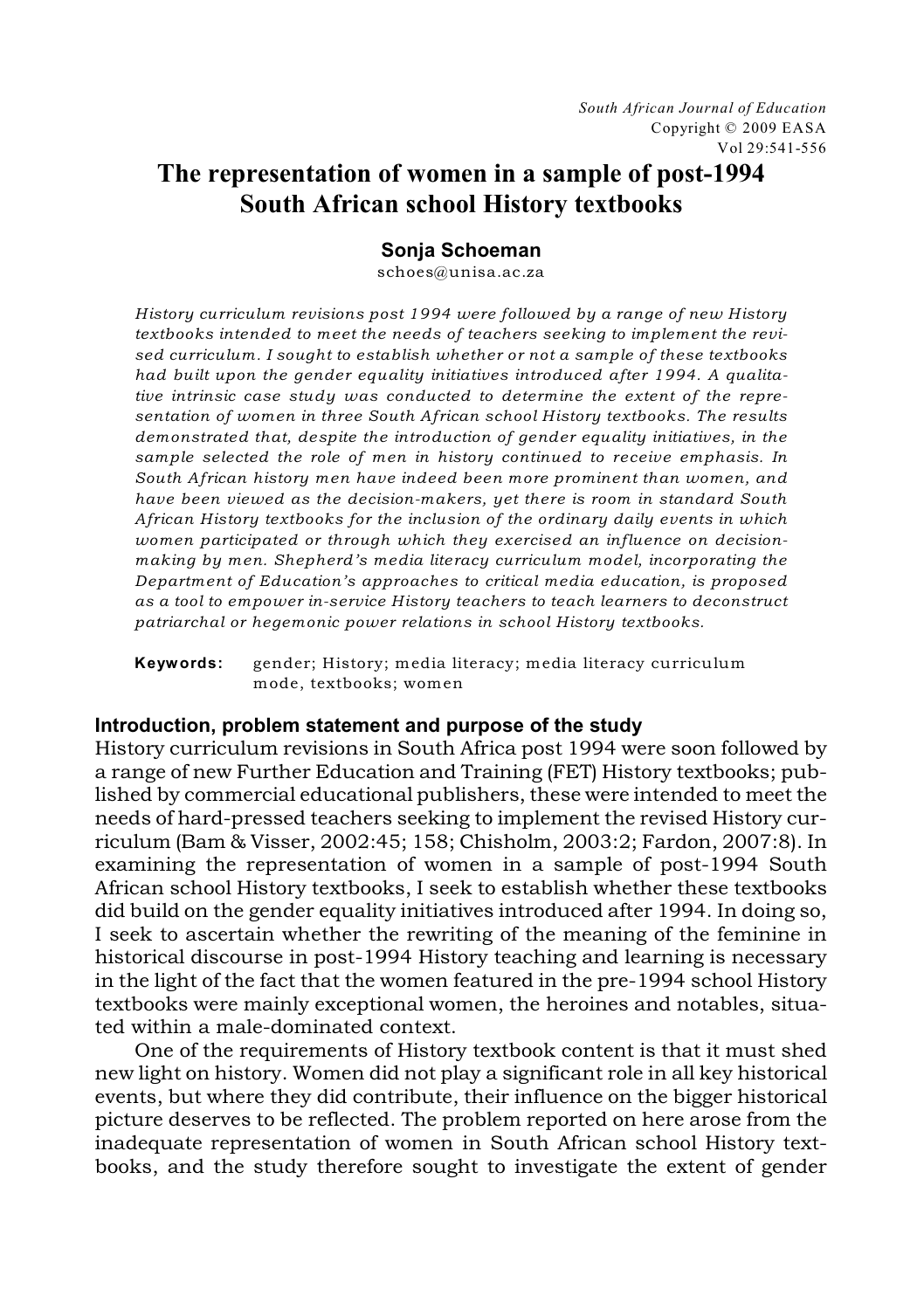# The representation of women in a sample of post-1994 South African school History textbooks

**Sonja Schoeman**

schoes@unisa.ac.za

*History curriculum revisions post 1994 were followed by a range of new History textbooks intended to meet the needs of teachers seeking to implement the revised curriculum. I sought to establish whether or not a sample of these textbooks had built upon the gender equality initiatives introduced after 1994. A qualitative intrinsic case study was conducted to determine the extent of the representation of women in three South African school History textbooks. The results demonstrated that, despite the introduction of gender equality initiatives, in the sample selected the role of men in history continued to receive emphasis. In South African history men have indeed been more prominent than women, and have been viewed as the decision-makers, yet there is room in standard South African History textbooks for the inclusion of the ordinary daily events in which women participated or through which they exercised an influence on decision-making by men. Shepherd's media literacy curriculum model, incorporating the Department of Education's approaches to critical media education, is proposed as a tool to empower in-service History teachers to teach learners to deconstruct patriarchal or hegemonic power relations in school History textbooks.*

**Keywords:** gender; History; media literacy; media literacy curriculum mode, textbooks; women

## Introduction, problem statement and purpose of the study

History curriculum revisions in South Africa post 1994 were soon followed by a range of new Further Education and Training (FET) History textbooks; published by commercial educational publishers, these were intended to meet the needs of hard-pressed teachers seeking to implement the revised History curriculum (Bam & Visser, 2002:45; 158; Chisholm, 2003:2; Fardon, 2007:8). In examining the representation of women in a sample of post-1994 South African school History textbooks, I seek to establish whether these textbooks did build on the gender equality initiatives introduced after 1994. In doing so, I seek to ascertain whether the rewriting of the meaning of the feminine in historical discourse in post-1994 History teaching and learning is necessary in the light of the fact that the women featured in the pre-1994 school History textbooks were mainly exceptional women, the heroines and notables, situated within a male-dominated context.

One of the requirements of History textbook content is that it must shed new light on history. Women did not play a significant role in all key historical events, but where they did contribute, their influence on the bigger historical picture deserves to be reflected. The problem reported on here arose from the inadequate representation of women in South African school History textbooks, and the study therefore sought to investigate the extent of gender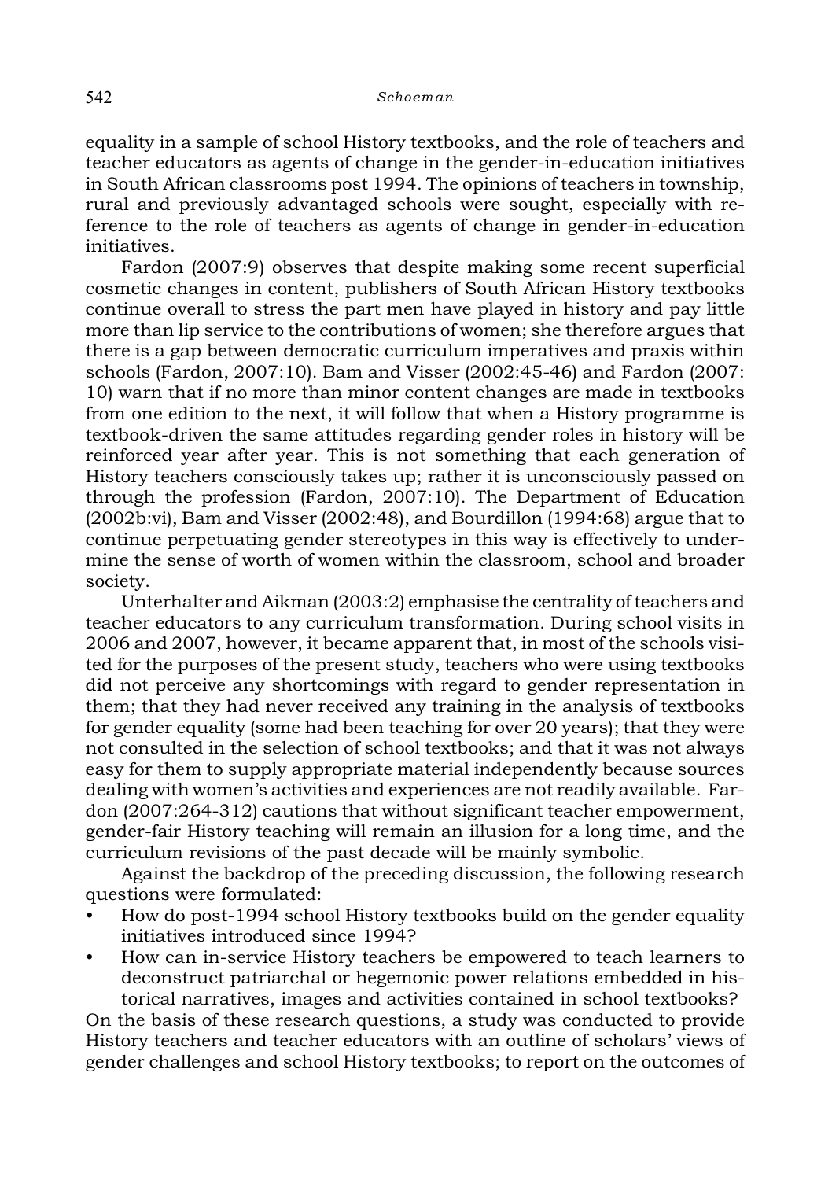equality in a sample of school History textbooks, and the role of teachers and teacher educators as agents of change in the gender-in-education initiatives in South African classrooms post 1994. The opinions of teachers in township, rural and previously advantaged schools were sought, especially with reference to the role of teachers as agents of change in gender-in-education initiatives.

Fardon (2007:9) observes that despite making some recent superficial cosmetic changes in content, publishers of South African History textbooks continue overall to stress the part men have played in history and pay little more than lip service to the contributions of women; she therefore argues that there is a gap between democratic curriculum imperatives and praxis within schools (Fardon, 2007:10). Bam and Visser (2002:45-46) and Fardon (2007:10) warn that if no more than minor content changes are made in textbooks from one edition to the next, it will follow that when a History programme is textbook-driven the same attitudes regarding gender roles in history will be reinforced year after year. This is not something that each generation of History teachers consciously takes up; rather it is unconsciously passed on through the profession (Fardon, 2007:10). The Department of Education (2002b:vi), Bam and Visser (2002:48), and Bourdillon (1994:68) argue that to continue perpetuating gender stereotypes in this way is effectively to undermine the sense of worth of women within the classroom, school and broader society.

Unterhalter and Aikman (2003:2) emphasise the centrality of teachers and teacher educators to any curriculum transformation. During school visits in 2006 and 2007, however, it became apparent that, in most of the schools visited for the purposes of the present study, teachers who were using textbooks did not perceive any shortcomings with regard to gender representation in them; that they had never received any training in the analysis of textbooks for gender equality (some had been teaching for over 20 years); that they were not consulted in the selection of school textbooks; and that it was not always easy for them to supply appropriate material independently because sources dealing with women's activities and experiences are not readily available. Fardon (2007:264-312) cautions that without significant teacher empowerment, gender-fair History teaching will remain an illusion for a long time, and the curriculum revisions of the past decade will be mainly symbolic.

Against the backdrop of the preceding discussion, the following research questions were formulated:

- How do post-1994 school History textbooks build on the gender equality initiatives introduced since 1994?
- How can in-service History teachers be empowered to teach learners to deconstruct patriarchal or hegemonic power relations embedded in historical narratives, images and activities contained in school textbooks?

On the basis of these research questions, a study was conducted to provide History teachers and teacher educators with an outline of scholars' views of gender challenges and school History textbooks; to report on the outcomes of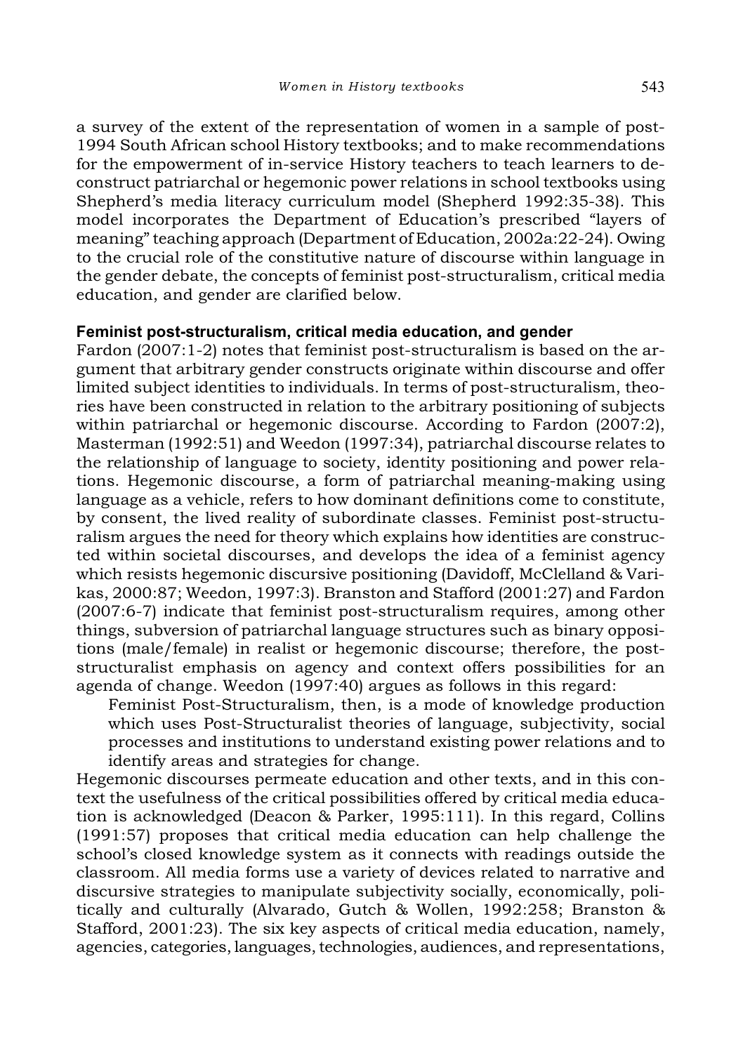a survey of the extent of the representation of women in a sample of post-1994 South African school History textbooks; and to make recommendations for the empowerment of in-service History teachers to teach learners to deconstruct patriarchal or hegemonic power relations in school textbooks using Shepherd's media literacy curriculum model (Shepherd 1992:35-38). This model incorporates the Department of Education's prescribed "layers of meaning" teaching approach (Department of Education, 2002a:22-24). Owing to the crucial role of the constitutive nature of discourse within language in the gender debate, the concepts of feminist post-structuralism, critical media education, and gender are clarified below.

### Feminist post-structuralism, critical media education, and gender

Fardon (2007:1-2) notes that feminist post-structuralism is based on the argument that arbitrary gender constructs originate within discourse and offer limited subject identities to individuals. In terms of post-structuralism, theories have been constructed in relation to the arbitrary positioning of subjects within patriarchal or hegemonic discourse. According to Fardon (2007:2), Masterman (1992:51) and Weedon (1997:34), patriarchal discourse relates to the relationship of language to society, identity positioning and power relations. Hegemonic discourse, a form of patriarchal meaning-making using language as a vehicle, refers to how dominant definitions come to constitute, by consent, the lived reality of subordinate classes. Feminist post-structuralism argues the need for theory which explains how identities are constructed within societal discourses, and develops the idea of a feminist agency which resists hegemonic discursive positioning (Davidoff, McClelland & Varikas, 2000:87; Weedon, 1997:3). Branston and Stafford (2001:27) and Fardon (2007:6-7) indicate that feminist post-structuralism requires, among other things, subversion of patriarchal language structures such as binary oppositions (male/female) in realist or hegemonic discourse; therefore, the post-structuralist emphasis on agency and context offers possibilities for an agenda of change. Weedon (1997:40) argues as follows in this regard:

> Feminist Post-Structuralism, then, is a mode of knowledge production which uses Post-Structuralist theories of language, subjectivity, social processes and institutions to understand existing power relations and to identify areas and strategies for change.

Hegemonic discourses permeate education and other texts, and in this context the usefulness of the critical possibilities offered by critical media education is acknowledged (Deacon & Parker, 1995:111). In this regard, Collins (1991:57) proposes that critical media education can help challenge the school's closed knowledge system as it connects with readings outside the classroom. All media forms use a variety of devices related to narrative and discursive strategies to manipulate subjectivity socially, economically, politically and culturally (Alvarado, Gutch & Wollen, 1992:258; Branston & Stafford, 2001:23). The six key aspects of critical media education, namely, agencies, categories, languages, technologies, audiences, and representations,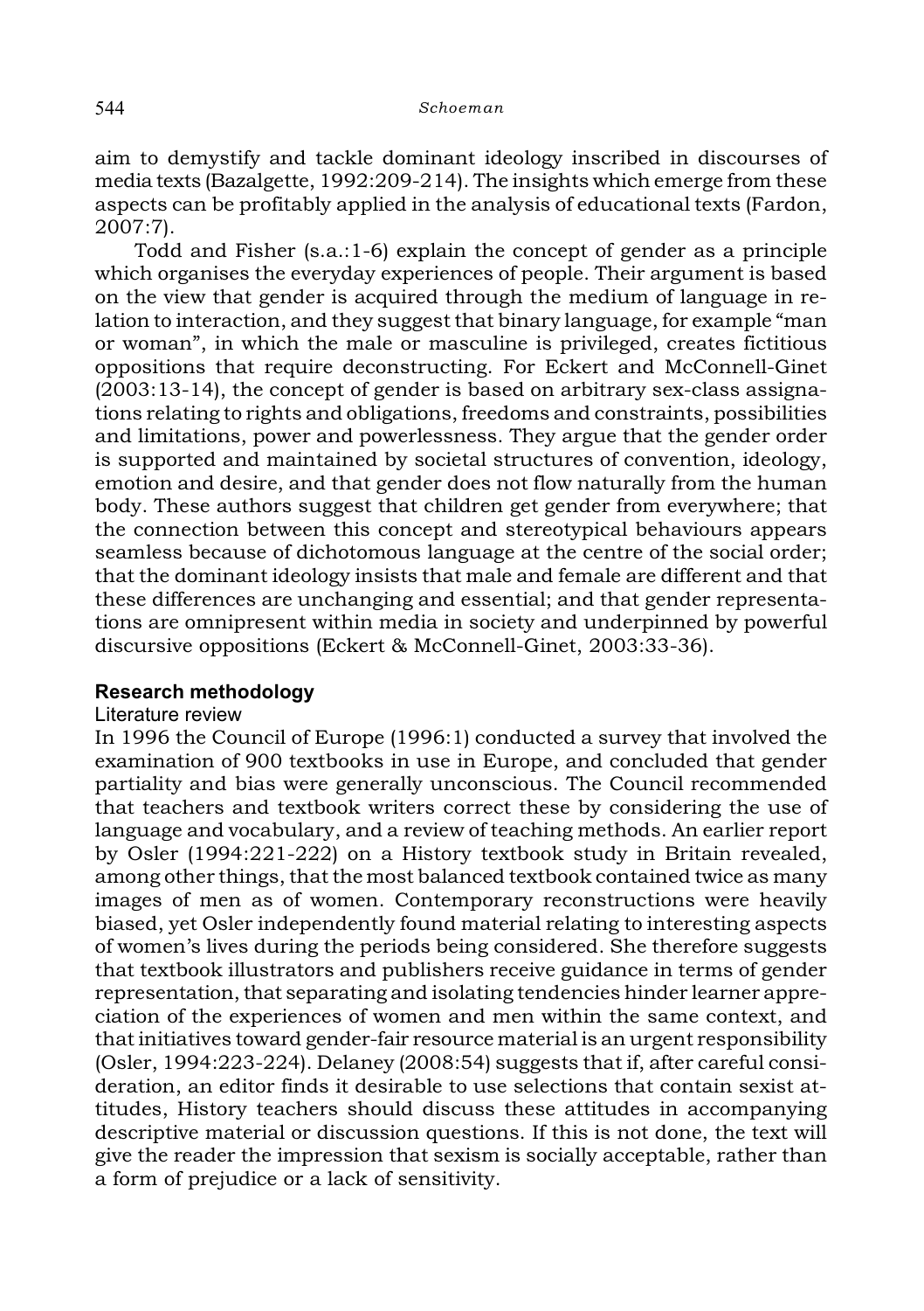aim to demystify and tackle dominant ideology inscribed in discourses of media texts (Bazalgette, 1992:209-214). The insights which emerge from these aspects can be profitably applied in the analysis of educational texts (Fardon, 2007:7).

Todd and Fisher (s.a.:1-6) explain the concept of gender as a principle which organises the everyday experiences of people. Their argument is based on the view that gender is acquired through the medium of language in relation to interaction, and they suggest that binary language, for example "man or woman", in which the male or masculine is privileged, creates fictitious oppositions that require deconstructing. For Eckert and McConnell-Ginet (2003:13-14), the concept of gender is based on arbitrary sex-class assignations relating to rights and obligations, freedoms and constraints, possibilities and limitations, power and powerlessness. They argue that the gender order is supported and maintained by societal structures of convention, ideology, emotion and desire, and that gender does not flow naturally from the human body. These authors suggest that children get gender from everywhere; that the connection between this concept and stereotypical behaviours appears seamless because of dichotomous language at the centre of the social order; that the dominant ideology insists that male and female are different and that these differences are unchanging and essential; and that gender representations are omnipresent within media in society and underpinned by powerful discursive oppositions (Eckert & McConnell-Ginet, 2003:33-36).

## Research methodology

### Literature review

In 1996 the Council of Europe (1996:1) conducted a survey that involved the examination of 900 textbooks in use in Europe, and concluded that gender partiality and bias were generally unconscious. The Council recommended that teachers and textbook writers correct these by considering the use of language and vocabulary, and a review of teaching methods. An earlier report by Osler (1994:221-222) on a History textbook study in Britain revealed, among other things, that the most balanced textbook contained twice as many images of men as of women. Contemporary reconstructions were heavily biased, yet Osler independently found material relating to interesting aspects of women's lives during the periods being considered. She therefore suggests that textbook illustrators and publishers receive guidance in terms of gender representation, that separating and isolating tendencies hinder learner appreciation of the experiences of women and men within the same context, and that initiatives toward gender-fair resource material is an urgent responsibility (Osler, 1994:223-224). Delaney (2008:54) suggests that if, after careful consideration, an editor finds it desirable to use selections that contain sexist attitudes, History teachers should discuss these attitudes in accompanying descriptive material or discussion questions. If this is not done, the text will give the reader the impression that sexism is socially acceptable, rather than a form of prejudice or a lack of sensitivity.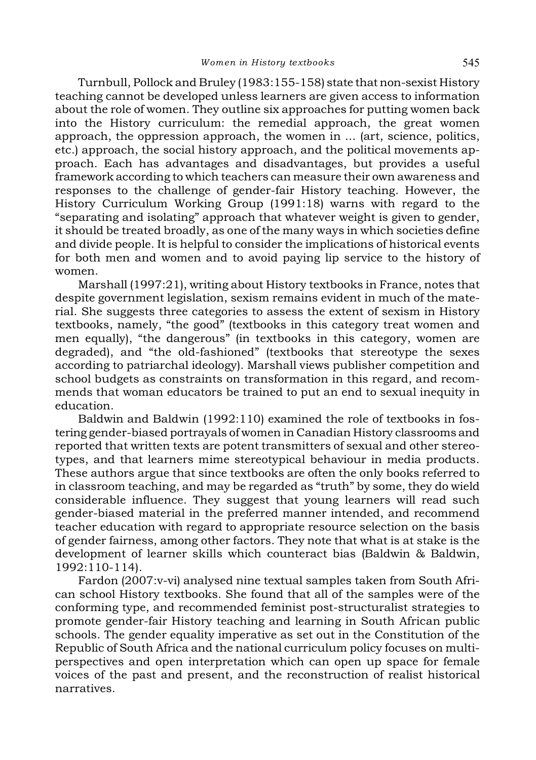Turnbull, Pollock and Bruley (1983:155-158) state that non-sexist History teaching cannot be developed unless learners are given access to information about the role of women. They outline six approaches for putting women back into the History curriculum: the remedial approach, the great women approach, the oppression approach, the women in ... (art, science, politics, etc.) approach, the social history approach, and the political movements approach. Each has advantages and disadvantages, but provides a useful framework according to which teachers can measure their own awareness and responses to the challenge of gender-fair History teaching. However, the History Curriculum Working Group (1991:18) warns with regard to the "separating and isolating" approach that whatever weight is given to gender, it should be treated broadly, as one of the many ways in which societies define and divide people. It is helpful to consider the implications of historical events for both men and women and to avoid paying lip service to the history of women.

Marshall (1997:21), writing about History textbooks in France, notes that despite government legislation, sexism remains evident in much of the material. She suggests three categories to assess the extent of sexism in History textbooks, namely, "the good" (textbooks in this category treat women and men equally), "the dangerous" (in textbooks in this category, women are degraded), and "the old-fashioned" (textbooks that stereotype the sexes according to patriarchal ideology). Marshall views publisher competition and school budgets as constraints on transformation in this regard, and recommends that woman educators be trained to put an end to sexual inequity in education.

Baldwin and Baldwin (1992:110) examined the role of textbooks in fostering gender-biased portrayals of women in Canadian History classrooms and reported that written texts are potent transmitters of sexual and other stereotypes, and that learners mime stereotypical behaviour in media products. These authors argue that since textbooks are often the only books referred to in classroom teaching, and may be regarded as "truth" by some, they do wield considerable influence. They suggest that young learners will read such gender-biased material in the preferred manner intended, and recommend teacher education with regard to appropriate resource selection on the basis of gender fairness, among other factors. They note that what is at stake is the development of learner skills which counteract bias (Baldwin & Baldwin, 1992:110-114).

Fardon (2007:v-vi) analysed nine textual samples taken from South African school History textbooks. She found that all of the samples were of the conforming type, and recommended feminist post-structuralist strategies to promote gender-fair History teaching and learning in South African public schools. The gender equality imperative as set out in the Constitution of the Republic of South Africa and the national curriculum policy focuses on multi-perspectives and open interpretation which can open up space for female voices of the past and present, and the reconstruction of realist historical narratives.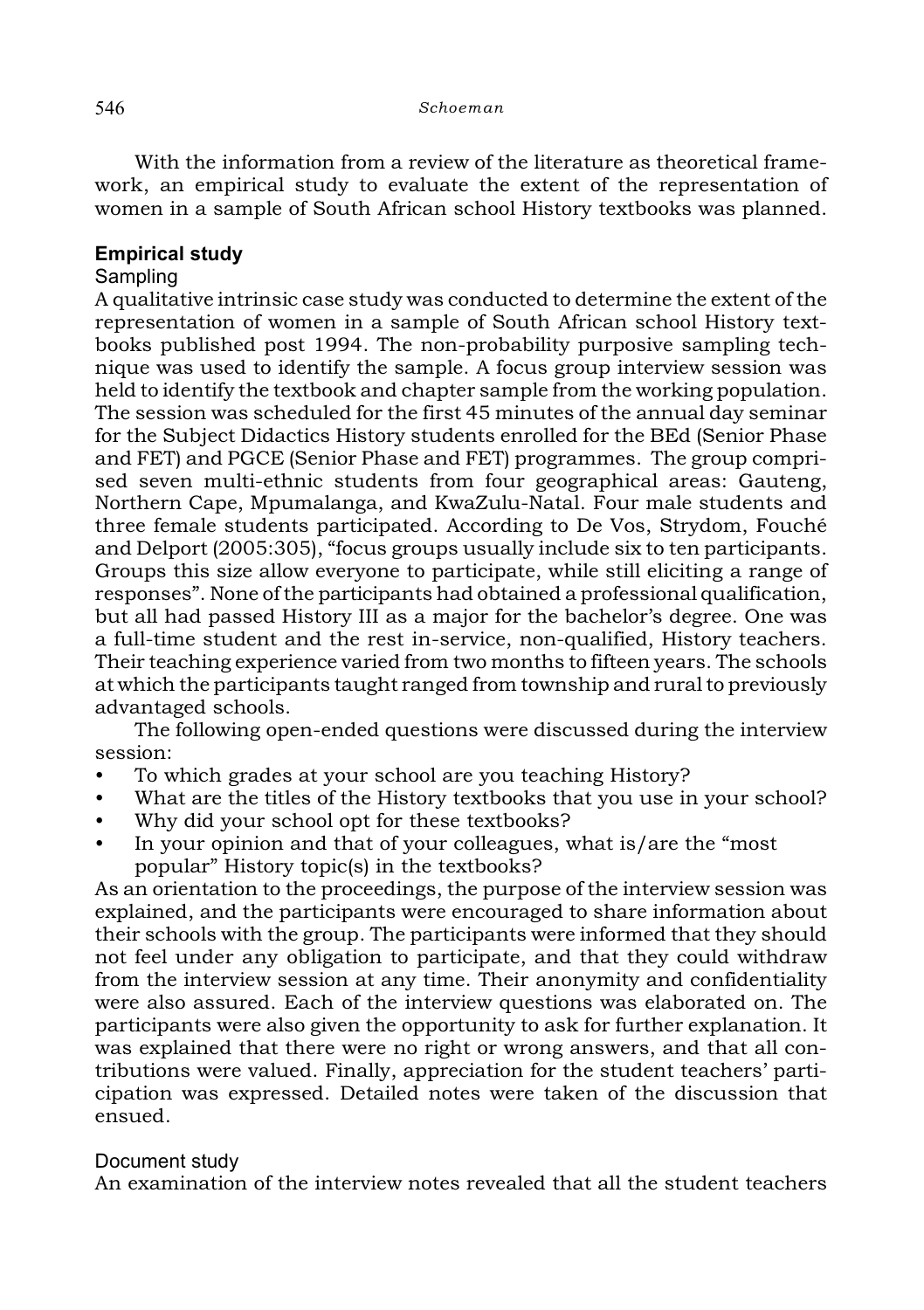With the information from a review of the literature as theoretical framework, an empirical study to evaluate the extent of the representation of women in a sample of South African school History textbooks was planned.

## Empirical study

### Sampling

A qualitative intrinsic case study was conducted to determine the extent of the representation of women in a sample of South African school History textbooks published post 1994. The non-probability purposive sampling technique was used to identify the sample. A focus group interview session was held to identify the textbook and chapter sample from the working population. The session was scheduled for the first 45 minutes of the annual day seminar for the Subject Didactics History students enrolled for the BEd (Senior Phase and FET) and PGCE (Senior Phase and FET) programmes. The group comprised seven multi-ethnic students from four geographical areas: Gauteng, Northern Cape, Mpumalanga, and KwaZulu-Natal. Four male students and three female students participated. According to De Vos, Strydom, Fouché and Delport (2005:305), "focus groups usually include six to ten participants. Groups this size allow everyone to participate, while still eliciting a range of responses". None of the participants had obtained a professional qualification, but all had passed History III as a major for the bachelor's degree. One was a full-time student and the rest in-service, non-qualified, History teachers. Their teaching experience varied from two months to fifteen years. The schools at which the participants taught ranged from township and rural to previously advantaged schools.

The following open-ended questions were discussed during the interview session:

- To which grades at your school are you teaching History?
- What are the titles of the History textbooks that you use in your school?
- Why did your school opt for these textbooks?
- In your opinion and that of your colleagues, what is/are the "most popular" History topic(s) in the textbooks?

As an orientation to the proceedings, the purpose of the interview session was explained, and the participants were encouraged to share information about their schools with the group. The participants were informed that they should not feel under any obligation to participate, and that they could withdraw from the interview session at any time. Their anonymity and confidentiality were also assured. Each of the interview questions was elaborated on. The participants were also given the opportunity to ask for further explanation. It was explained that there were no right or wrong answers, and that all contributions were valued. Finally, appreciation for the student teachers' participation was expressed. Detailed notes were taken of the discussion that ensued.

### Document study

An examination of the interview notes revealed that all the student teachers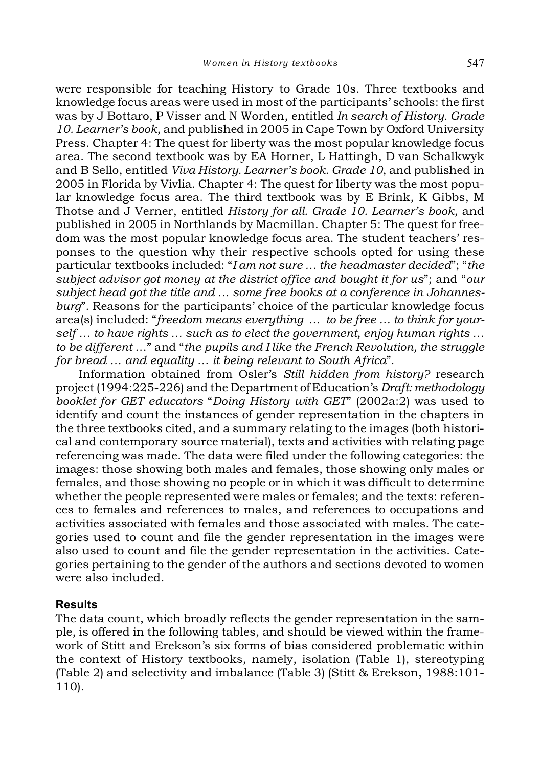were responsible for teaching History to Grade 10s. Three textbooks and knowledge focus areas were used in most of the participants' schools: the first was by J Bottaro, P Visser and N Worden, entitled *In search of History. Grade 10. Learner's book*, and published in 2005 in Cape Town by Oxford University Press. Chapter 4: The quest for liberty was the most popular knowledge focus area. The second textbook was by EA Horner, L Hattingh, D van Schalkwyk and B Sello, entitled *Viva History. Learner's book. Grade 10*, and published in 2005 in Florida by Vivlia. Chapter 4: The quest for liberty was the most popular knowledge focus area. The third textbook was by E Brink, K Gibbs, M Thotse and J Verner, entitled *History for all. Grade 10. Learner's book*, and published in 2005 in Northlands by Macmillan. Chapter 5: The quest for freedom was the most popular knowledge focus area. The student teachers' responses to the question why their respective schools opted for using these particular textbooks included: "*I am not sure … the headmaster decided*"; "*the subject advisor got money at the district office and bought it for us*"; and "*our subject head got the title and … some free books at a conference in Johannesburg*". Reasons for the participants' choice of the particular knowledge focus area(s) included: "*freedom means everything … to be free … to think for yourself … to have rights … such as to elect the government, enjoy human rights … to be different …*" and "*the pupils and I like the French Revolution, the struggle for bread … and equality … it being relevant to South Africa*".

Information obtained from Osler's *Still hidden from history?* research project (1994:225-226) and the Department of Education's *Draft: methodology booklet for GET educators* "*Doing History with GET*" (2002a:2) was used to identify and count the instances of gender representation in the chapters in the three textbooks cited, and a summary relating to the images (both historical and contemporary source material), texts and activities with relating page referencing was made. The data were filed under the following categories: the images: those showing both males and females, those showing only males or females, and those showing no people or in which it was difficult to determine whether the people represented were males or females; and the texts: references to females and references to males, and references to occupations and activities associated with females and those associated with males. The categories used to count and file the gender representation in the images were also used to count and file the gender representation in the activities. Categories pertaining to the gender of the authors and sections devoted to women were also included.

## Results

The data count, which broadly reflects the gender representation in the sample, is offered in the following tables, and should be viewed within the framework of Stitt and Erekson's six forms of bias considered problematic within the context of History textbooks, namely, isolation (Table 1), stereotyping (Table 2) and selectivity and imbalance (Table 3) (Stitt & Erekson, 1988:101-110).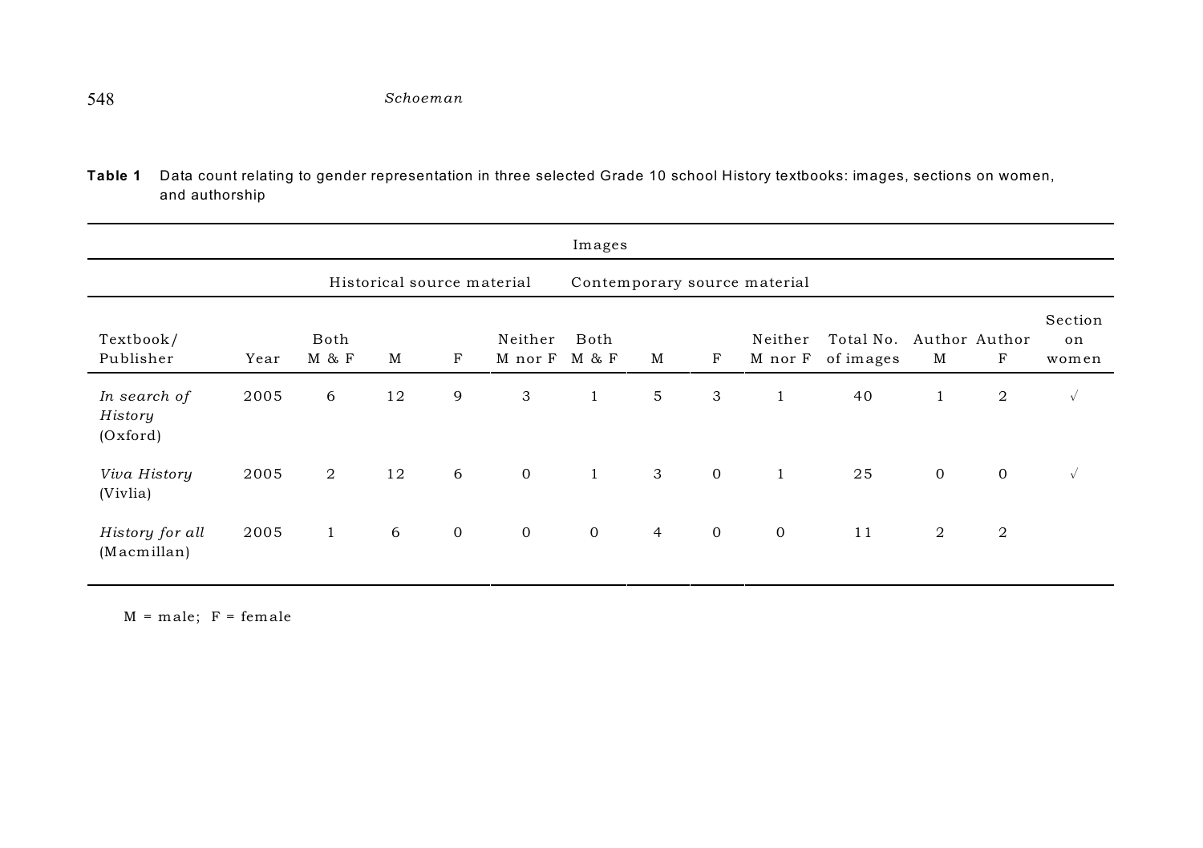**Table 1** Data count relating to gender representation in three selected Grade 10 school History textbooks: images, sections on women, and authorship

| | | Images | | | | | | | | | | | |
|---|---|---|---|---|---|---|---|---|---|---|---|---|---|
| | | Historical source material | | | | Contemporary source material | | | | | | | |
| Textbook/ Publisher | Year | Both M & F | M | F | Neither M nor F | Both M & F | M | F | Neither M nor F | Total No. of images | Author M | Author F | Section on women |
| *In search of History* (Oxford) | 2005 | 6 | 12 | 9 | 3 | 1 | 5 | 3 | 1 | 40 | 1 | 2 | √ |
| *Viva History* (Vivlia) | 2005 | 2 | 12 | 6 | 0 | 1 | 3 | 0 | 1 | 25 | 0 | 0 | √ |
| *History for all* (Macmillan) | 2005 | 1 | 6 | 0 | 0 | 0 | 4 | 0 | 0 | 11 | 2 | 2 | |

M = male; F = female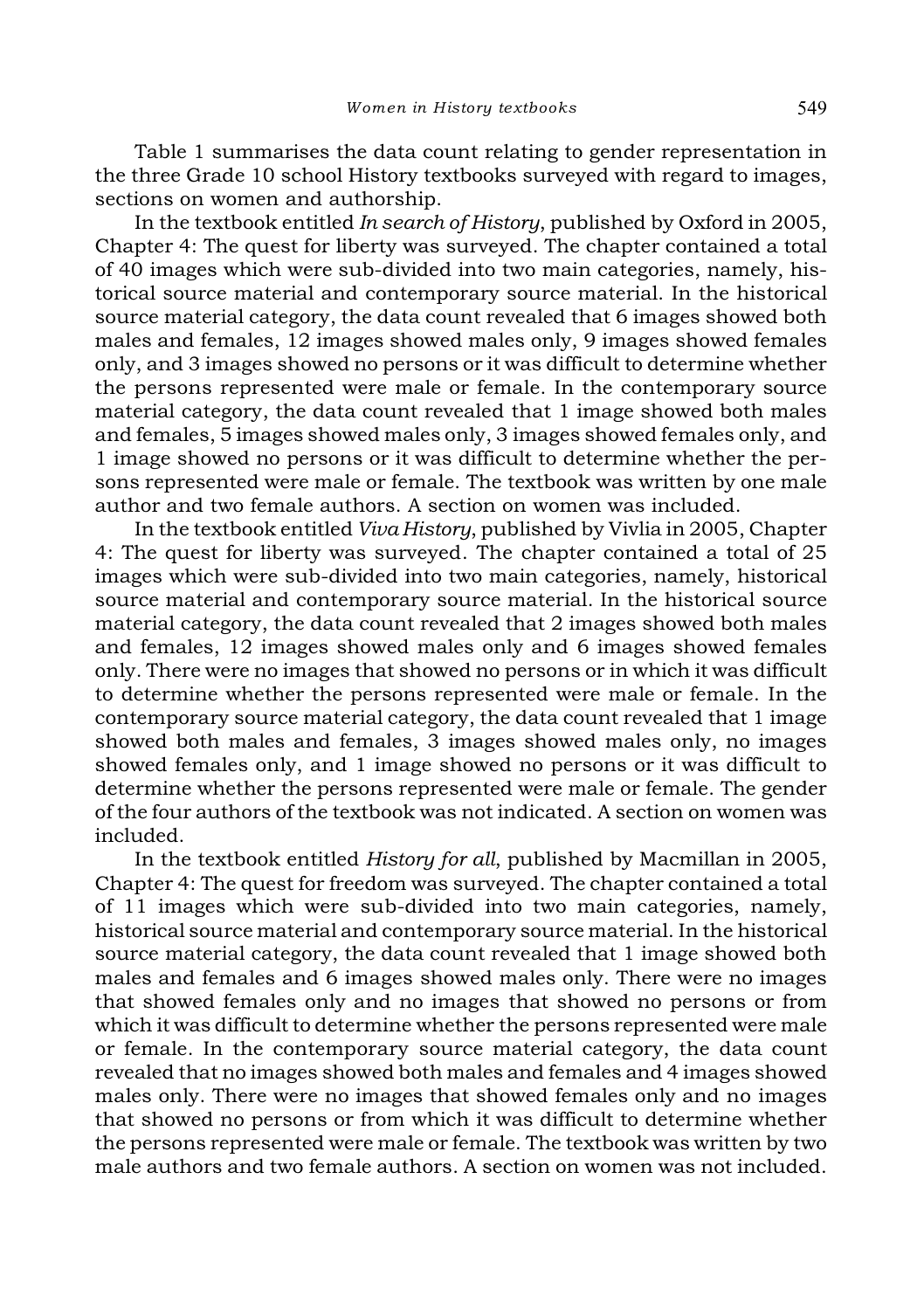Table 1 summarises the data count relating to gender representation in the three Grade 10 school History textbooks surveyed with regard to images, sections on women and authorship.

In the textbook entitled *In search of History*, published by Oxford in 2005, Chapter 4: The quest for liberty was surveyed. The chapter contained a total of 40 images which were sub-divided into two main categories, namely, historical source material and contemporary source material. In the historical source material category, the data count revealed that 6 images showed both males and females, 12 images showed males only, 9 images showed females only, and 3 images showed no persons or it was difficult to determine whether the persons represented were male or female. In the contemporary source material category, the data count revealed that 1 image showed both males and females, 5 images showed males only, 3 images showed females only, and 1 image showed no persons or it was difficult to determine whether the persons represented were male or female. The textbook was written by one male author and two female authors. A section on women was included.

In the textbook entitled *Viva History*, published by Vivlia in 2005, Chapter 4: The quest for liberty was surveyed. The chapter contained a total of 25 images which were sub-divided into two main categories, namely, historical source material and contemporary source material. In the historical source material category, the data count revealed that 2 images showed both males and females, 12 images showed males only and 6 images showed females only. There were no images that showed no persons or in which it was difficult to determine whether the persons represented were male or female. In the contemporary source material category, the data count revealed that 1 image showed both males and females, 3 images showed males only, no images showed females only, and 1 image showed no persons or it was difficult to determine whether the persons represented were male or female. The gender of the four authors of the textbook was not indicated. A section on women was included.

In the textbook entitled *History for all*, published by Macmillan in 2005, Chapter 4: The quest for freedom was surveyed. The chapter contained a total of 11 images which were sub-divided into two main categories, namely, historical source material and contemporary source material. In the historical source material category, the data count revealed that 1 image showed both males and females and 6 images showed males only. There were no images that showed females only and no images that showed no persons or from which it was difficult to determine whether the persons represented were male or female. In the contemporary source material category, the data count revealed that no images showed both males and females and 4 images showed males only. There were no images that showed females only and no images that showed no persons or from which it was difficult to determine whether the persons represented were male or female. The textbook was written by two male authors and two female authors. A section on women was not included.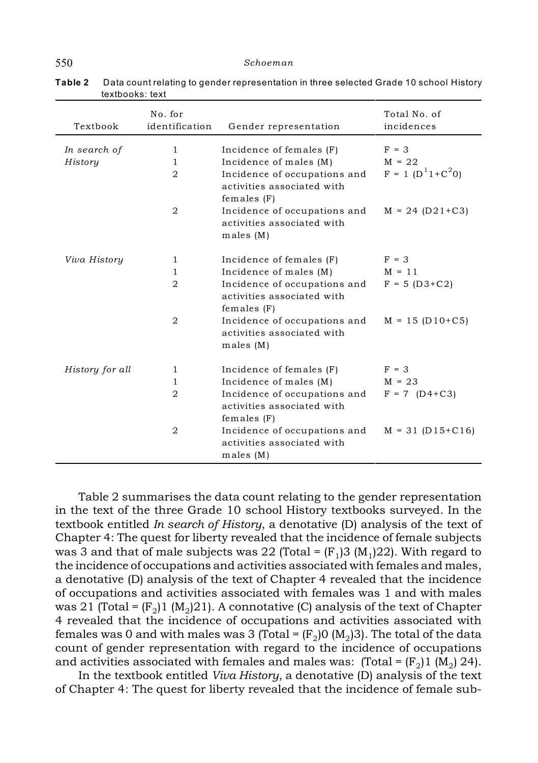**Table 2** Data count relating to gender representation in three selected Grade 10 school History textbooks: text

| Textbook | No. for identification | Gender representation | Total No. of incidences |
|---|---|---|---|
| *In search of History* | 1 | Incidence of females (F) | F = 3 |
| | 1 | Incidence of males (M) | M = 22 |
| | 2 | Incidence of occupations and activities associated with females (F) | F = 1 ($D^1 1+C^2 0$) |
| | 2 | Incidence of occupations and activities associated with males (M) | M = 24 (D21+C3) |
| *Viva History* | 1 | Incidence of females (F) | F = 3 |
| | 1 | Incidence of males (M) | M = 11 |
| | 2 | Incidence of occupations and activities associated with females (F) | F = 5 (D3+C2) |
| | 2 | Incidence of occupations and activities associated with males (M) | M = 15 (D10+C5) |
| *History for all* | 1 | Incidence of females (F) | F = 3 |
| | 1 | Incidence of males (M) | M = 23 |
| | 2 | Incidence of occupations and activities associated with females (F) | F = 7 (D4+C3) |
| | 2 | Incidence of occupations and activities associated with males (M) | M = 31 (D15+C16) |

Table 2 summarises the data count relating to the gender representation in the text of the three Grade 10 school History textbooks surveyed. In the textbook entitled *In search of History*, a denotative (D) analysis of the text of Chapter 4: The quest for liberty revealed that the incidence of female subjects was 3 and that of male subjects was 22 (Total = $(F_1)3$ $(M_1)22$). With regard to the incidence of occupations and activities associated with females and males, a denotative (D) analysis of the text of Chapter 4 revealed that the incidence of occupations and activities associated with females was 1 and with males was 21 (Total = $(F_2)1$ $(M_2)21$). A connotative (C) analysis of the text of Chapter 4 revealed that the incidence of occupations and activities associated with females was 0 and with males was 3 (Total = $(F_2)0$ $(M_2)3$). The total of the data count of gender representation with regard to the incidence of occupations and activities associated with females and males was: (Total = $(F_2)1$ $(M_2)$ 24).

In the textbook entitled *Viva History*, a denotative (D) analysis of the text of Chapter 4: The quest for liberty revealed that the incidence of female sub-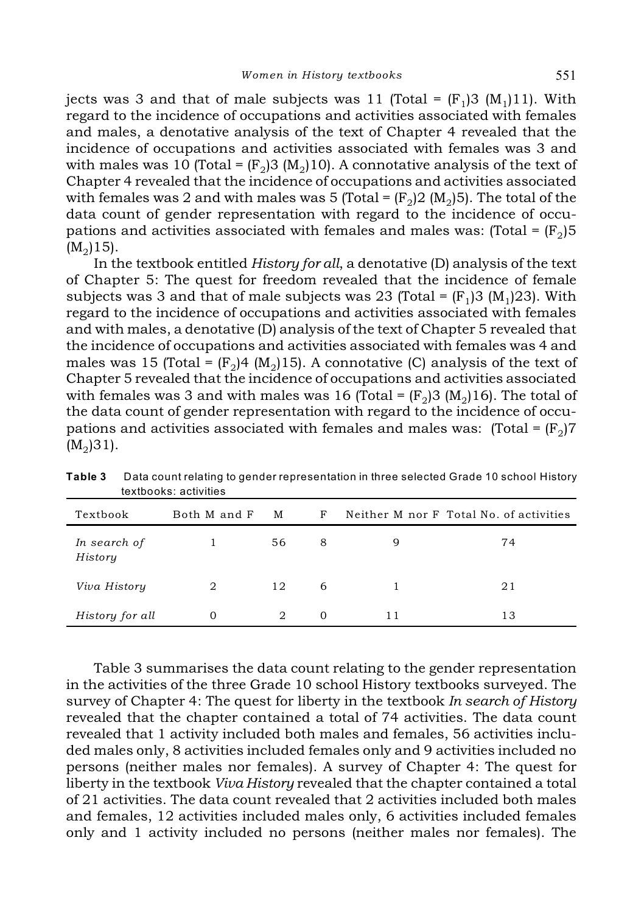jects was 3 and that of male subjects was 11 (Total = $(F_1)3$ $(M_1)11$). With regard to the incidence of occupations and activities associated with females and males, a denotative analysis of the text of Chapter 4 revealed that the incidence of occupations and activities associated with females was 3 and with males was 10 (Total = $(F_2)3$ $(M_2)10$). A connotative analysis of the text of Chapter 4 revealed that the incidence of occupations and activities associated with females was 2 and with males was 5 (Total = $(F_2)2$ $(M_2)5$). The total of the data count of gender representation with regard to the incidence of occupations and activities associated with females and males was: (Total = $(F_2)5$ $(M_2)15$).

In the textbook entitled *History for all*, a denotative (D) analysis of the text of Chapter 5: The quest for freedom revealed that the incidence of female subjects was 3 and that of male subjects was 23 (Total = $(F_1)3$ $(M_1)23$). With regard to the incidence of occupations and activities associated with females and with males, a denotative (D) analysis of the text of Chapter 5 revealed that the incidence of occupations and activities associated with females was 4 and males was 15 (Total = $(F_2)4$ $(M_2)15$). A connotative (C) analysis of the text of Chapter 5 revealed that the incidence of occupations and activities associated with females was 3 and with males was 16 (Total = $(F_2)3$ $(M_2)16$). The total of the data count of gender representation with regard to the incidence of occupations and activities associated with females and males was: (Total = $(F_2)7$ $(M_2)31$).

**Table 3** Data count relating to gender representation in three selected Grade 10 school History textbooks: activities

| Textbook | Both M and F | M | F | Neither M nor F | Total No. of activities |
|---|---|---|---|---|---|
| *In search of History* | 1 | 56 | 8 | 9 | 74 |
| *Viva History* | 2 | 12 | 6 | 1 | 21 |
| *History for all* | 0 | 2 | 0 | 11 | 13 |

Table 3 summarises the data count relating to the gender representation in the activities of the three Grade 10 school History textbooks surveyed. The survey of Chapter 4: The quest for liberty in the textbook *In search of History* revealed that the chapter contained a total of 74 activities. The data count revealed that 1 activity included both males and females, 56 activities included males only, 8 activities included females only and 9 activities included no persons (neither males nor females). A survey of Chapter 4: The quest for liberty in the textbook *Viva History* revealed that the chapter contained a total of 21 activities. The data count revealed that 2 activities included both males and females, 12 activities included males only, 6 activities included females only and 1 activity included no persons (neither males nor females). The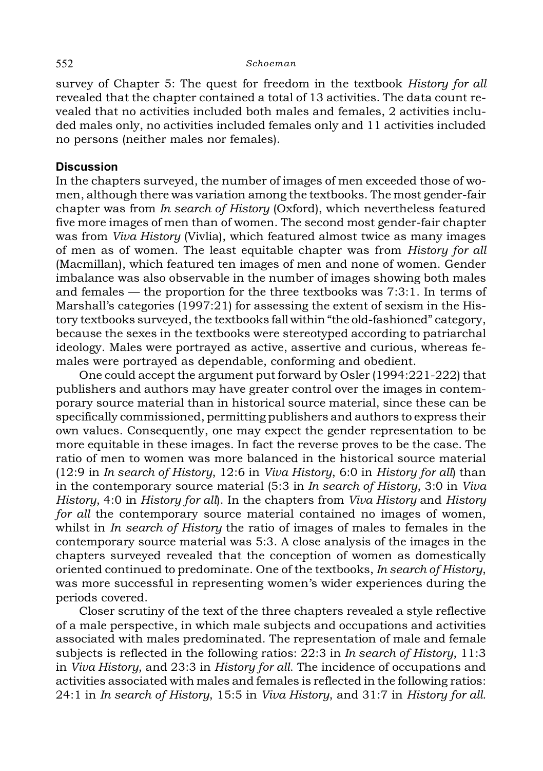survey of Chapter 5: The quest for freedom in the textbook *History for all* revealed that the chapter contained a total of 13 activities. The data count revealed that no activities included both males and females, 2 activities included males only, no activities included females only and 11 activities included no persons (neither males nor females).

## Discussion

In the chapters surveyed, the number of images of men exceeded those of women, although there was variation among the textbooks. The most gender-fair chapter was from *In search of History* (Oxford), which nevertheless featured five more images of men than of women. The second most gender-fair chapter was from *Viva History* (Vivlia), which featured almost twice as many images of men as of women. The least equitable chapter was from *History for all* (Macmillan), which featured ten images of men and none of women. Gender imbalance was also observable in the number of images showing both males and females — the proportion for the three textbooks was 7:3:1. In terms of Marshall's categories (1997:21) for assessing the extent of sexism in the History textbooks surveyed, the textbooks fall within "the old-fashioned" category, because the sexes in the textbooks were stereotyped according to patriarchal ideology. Males were portrayed as active, assertive and curious, whereas females were portrayed as dependable, conforming and obedient.

One could accept the argument put forward by Osler (1994:221-222) that publishers and authors may have greater control over the images in contemporary source material than in historical source material, since these can be specifically commissioned, permitting publishers and authors to express their own values. Consequently, one may expect the gender representation to be more equitable in these images. In fact the reverse proves to be the case. The ratio of men to women was more balanced in the historical source material (12:9 in *In search of History*, 12:6 in *Viva History*, 6:0 in *History for all*) than in the contemporary source material (5:3 in *In search of History*, 3:0 in *Viva History*, 4:0 in *History for all*). In the chapters from *Viva History* and *History for all* the contemporary source material contained no images of women, whilst in *In search of History* the ratio of images of males to females in the contemporary source material was 5:3. A close analysis of the images in the chapters surveyed revealed that the conception of women as domestically oriented continued to predominate. One of the textbooks, *In search of History*, was more successful in representing women's wider experiences during the periods covered.

Closer scrutiny of the text of the three chapters revealed a style reflective of a male perspective, in which male subjects and occupations and activities associated with males predominated. The representation of male and female subjects is reflected in the following ratios: 22:3 in *In search of History*, 11:3 in *Viva History*, and 23:3 in *History for all*. The incidence of occupations and activities associated with males and females is reflected in the following ratios: 24:1 in *In search of History*, 15:5 in *Viva History*, and 31:7 in *History for all.*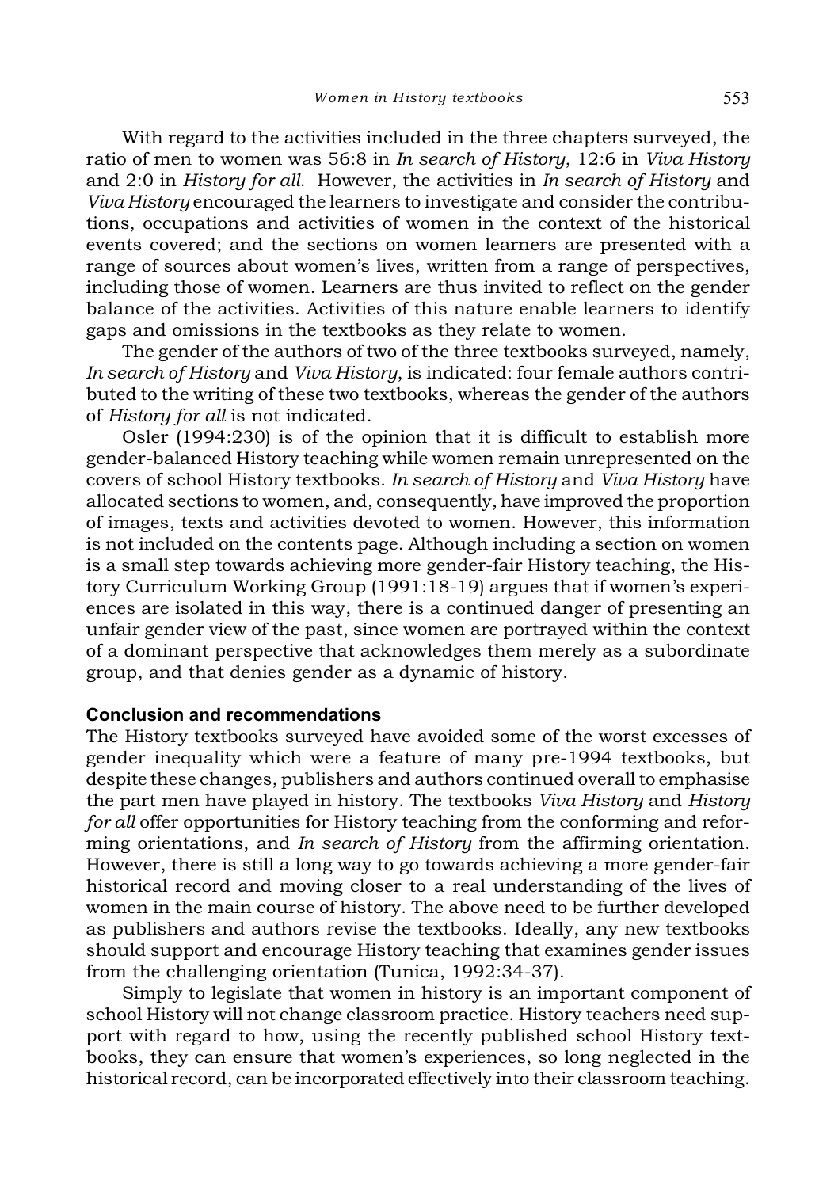With regard to the activities included in the three chapters surveyed, the ratio of men to women was 56:8 in *In search of History*, 12:6 in *Viva History* and 2:0 in *History for all*. However, the activities in *In search of History* and *Viva History* encouraged the learners to investigate and consider the contributions, occupations and activities of women in the context of the historical events covered; and the sections on women learners are presented with a range of sources about women's lives, written from a range of perspectives, including those of women. Learners are thus invited to reflect on the gender balance of the activities. Activities of this nature enable learners to identify gaps and omissions in the textbooks as they relate to women.

The gender of the authors of two of the three textbooks surveyed, namely, *In search of History* and *Viva History*, is indicated: four female authors contributed to the writing of these two textbooks, whereas the gender of the authors of *History for all* is not indicated.

Osler (1994:230) is of the opinion that it is difficult to establish more gender-balanced History teaching while women remain unrepresented on the covers of school History textbooks. *In search of History* and *Viva History* have allocated sections to women, and, consequently, have improved the proportion of images, texts and activities devoted to women. However, this information is not included on the contents page. Although including a section on women is a small step towards achieving more gender-fair History teaching, the History Curriculum Working Group (1991:18-19) argues that if women's experiences are isolated in this way, there is a continued danger of presenting an unfair gender view of the past, since women are portrayed within the context of a dominant perspective that acknowledges them merely as a subordinate group, and that denies gender as a dynamic of history.

## Conclusion and recommendations

The History textbooks surveyed have avoided some of the worst excesses of gender inequality which were a feature of many pre-1994 textbooks, but despite these changes, publishers and authors continued overall to emphasise the part men have played in history. The textbooks *Viva History* and *History for all* offer opportunities for History teaching from the conforming and reforming orientations, and *In search of History* from the affirming orientation. However, there is still a long way to go towards achieving a more gender-fair historical record and moving closer to a real understanding of the lives of women in the main course of history. The above need to be further developed as publishers and authors revise the textbooks. Ideally, any new textbooks should support and encourage History teaching that examines gender issues from the challenging orientation (Tunica, 1992:34-37).

Simply to legislate that women in history is an important component of school History will not change classroom practice. History teachers need support with regard to how, using the recently published school History textbooks, they can ensure that women's experiences, so long neglected in the historical record, can be incorporated effectively into their classroom teaching.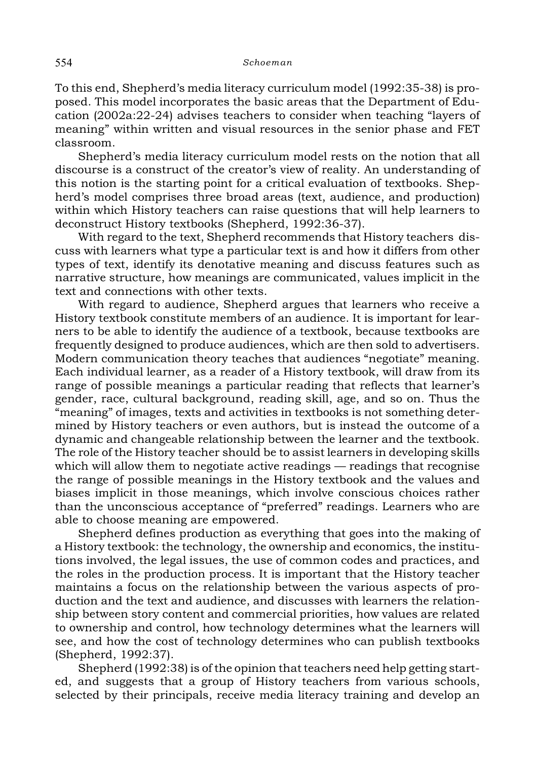To this end, Shepherd's media literacy curriculum model (1992:35-38) is proposed. This model incorporates the basic areas that the Department of Education (2002a:22-24) advises teachers to consider when teaching "layers of meaning" within written and visual resources in the senior phase and FET classroom.

Shepherd's media literacy curriculum model rests on the notion that all discourse is a construct of the creator's view of reality. An understanding of this notion is the starting point for a critical evaluation of textbooks. Shepherd's model comprises three broad areas (text, audience, and production) within which History teachers can raise questions that will help learners to deconstruct History textbooks (Shepherd, 1992:36-37).

With regard to the text, Shepherd recommends that History teachers discuss with learners what type a particular text is and how it differs from other types of text, identify its denotative meaning and discuss features such as narrative structure, how meanings are communicated, values implicit in the text and connections with other texts.

With regard to audience, Shepherd argues that learners who receive a History textbook constitute members of an audience. It is important for learners to be able to identify the audience of a textbook, because textbooks are frequently designed to produce audiences, which are then sold to advertisers. Modern communication theory teaches that audiences "negotiate" meaning. Each individual learner, as a reader of a History textbook, will draw from its range of possible meanings a particular reading that reflects that learner's gender, race, cultural background, reading skill, age, and so on. Thus the "meaning" of images, texts and activities in textbooks is not something determined by History teachers or even authors, but is instead the outcome of a dynamic and changeable relationship between the learner and the textbook. The role of the History teacher should be to assist learners in developing skills which will allow them to negotiate active readings — readings that recognise the range of possible meanings in the History textbook and the values and biases implicit in those meanings, which involve conscious choices rather than the unconscious acceptance of "preferred" readings. Learners who are able to choose meaning are empowered.

Shepherd defines production as everything that goes into the making of a History textbook: the technology, the ownership and economics, the institutions involved, the legal issues, the use of common codes and practices, and the roles in the production process. It is important that the History teacher maintains a focus on the relationship between the various aspects of production and the text and audience, and discusses with learners the relationship between story content and commercial priorities, how values are related to ownership and control, how technology determines what the learners will see, and how the cost of technology determines who can publish textbooks (Shepherd, 1992:37).

Shepherd (1992:38) is of the opinion that teachers need help getting started, and suggests that a group of History teachers from various schools, selected by their principals, receive media literacy training and develop an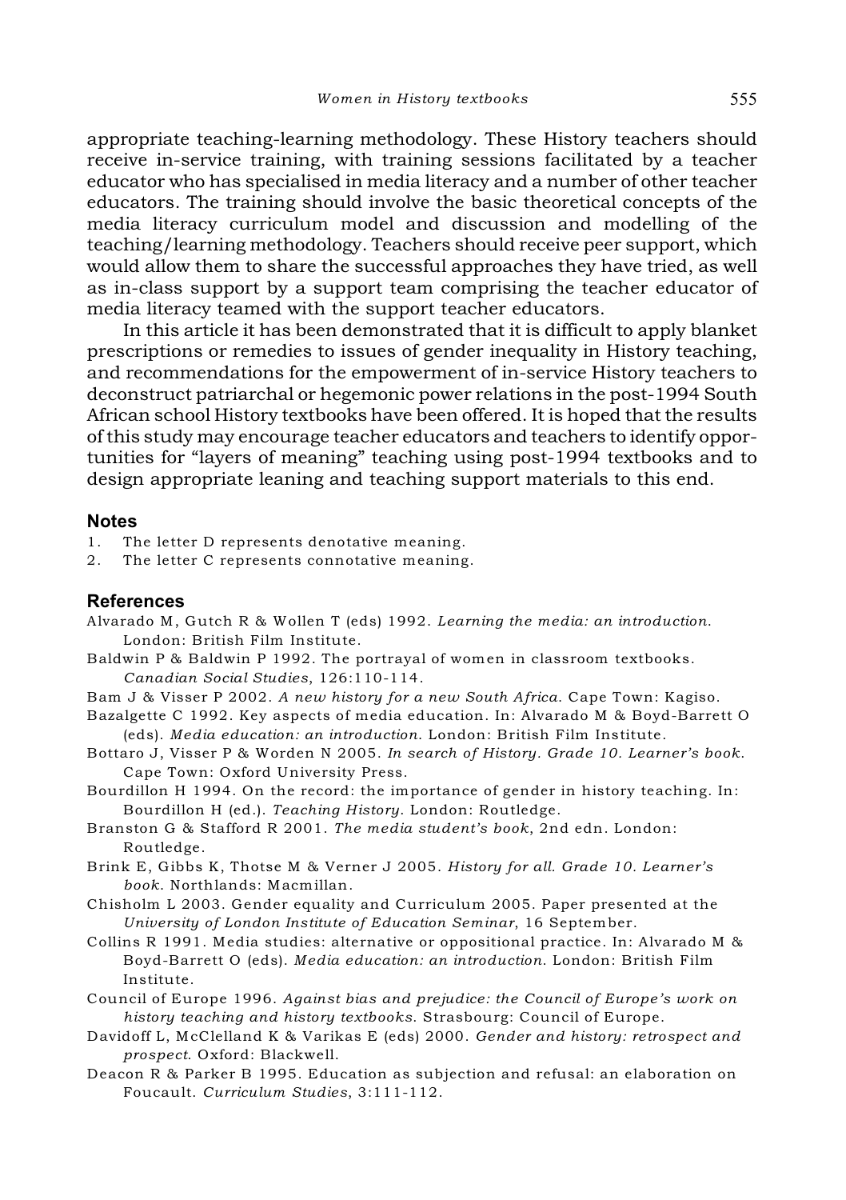appropriate teaching-learning methodology. These History teachers should receive in-service training, with training sessions facilitated by a teacher educator who has specialised in media literacy and a number of other teacher educators. The training should involve the basic theoretical concepts of the media literacy curriculum model and discussion and modelling of the teaching/learning methodology. Teachers should receive peer support, which would allow them to share the successful approaches they have tried, as well as in-class support by a support team comprising the teacher educator of media literacy teamed with the support teacher educators.

In this article it has been demonstrated that it is difficult to apply blanket prescriptions or remedies to issues of gender inequality in History teaching, and recommendations for the empowerment of in-service History teachers to deconstruct patriarchal or hegemonic power relations in the post-1994 South African school History textbooks have been offered. It is hoped that the results of this study may encourage teacher educators and teachers to identify opportunities for "layers of meaning" teaching using post-1994 textbooks and to design appropriate leaning and teaching support materials to this end.

## Notes

1. The letter D represents denotative meaning.
2. The letter C represents connotative meaning.

## References

Alvarado M, Gutch R & Wollen T (eds) 1992. *Learning the media: an introduction*. London: British Film Institute.

Baldwin P & Baldwin P 1992. The portrayal of women in classroom textbooks. *Canadian Social Studies*, 126:110-114.

Bam J & Visser P 2002. *A new history for a new South Africa*. Cape Town: Kagiso.

Bazalgette C 1992. Key aspects of media education. In: Alvarado M & Boyd-Barrett O (eds). *Media education: an introduction*. London: British Film Institute.

Bottaro J, Visser P & Worden N 2005. *In search of History. Grade 10. Learner's book*. Cape Town: Oxford University Press.

Bourdillon H 1994. On the record: the importance of gender in history teaching. In: Bourdillon H (ed.). *Teaching History*. London: Routledge.

Branston G & Stafford R 2001. *The media student's book*, 2nd edn. London: Routledge.

Brink E, Gibbs K, Thotse M & Verner J 2005. *History for all. Grade 10. Learner's book*. Northlands: Macmillan.

Chisholm L 2003. Gender equality and Curriculum 2005. Paper presented at the *University of London Institute of Education Seminar*, 16 September.

Collins R 1991. Media studies: alternative or oppositional practice. In: Alvarado M & Boyd-Barrett O (eds). *Media education: an introduction*. London: British Film Institute.

Council of Europe 1996. *Against bias and prejudice: the Council of Europe's work on history teaching and history textbooks*. Strasbourg: Council of Europe.

Davidoff L, McClelland K & Varikas E (eds) 2000. *Gender and history: retrospect and prospect*. Oxford: Blackwell.

Deacon R & Parker B 1995. Education as subjection and refusal: an elaboration on Foucault. *Curriculum Studies*, 3:111-112.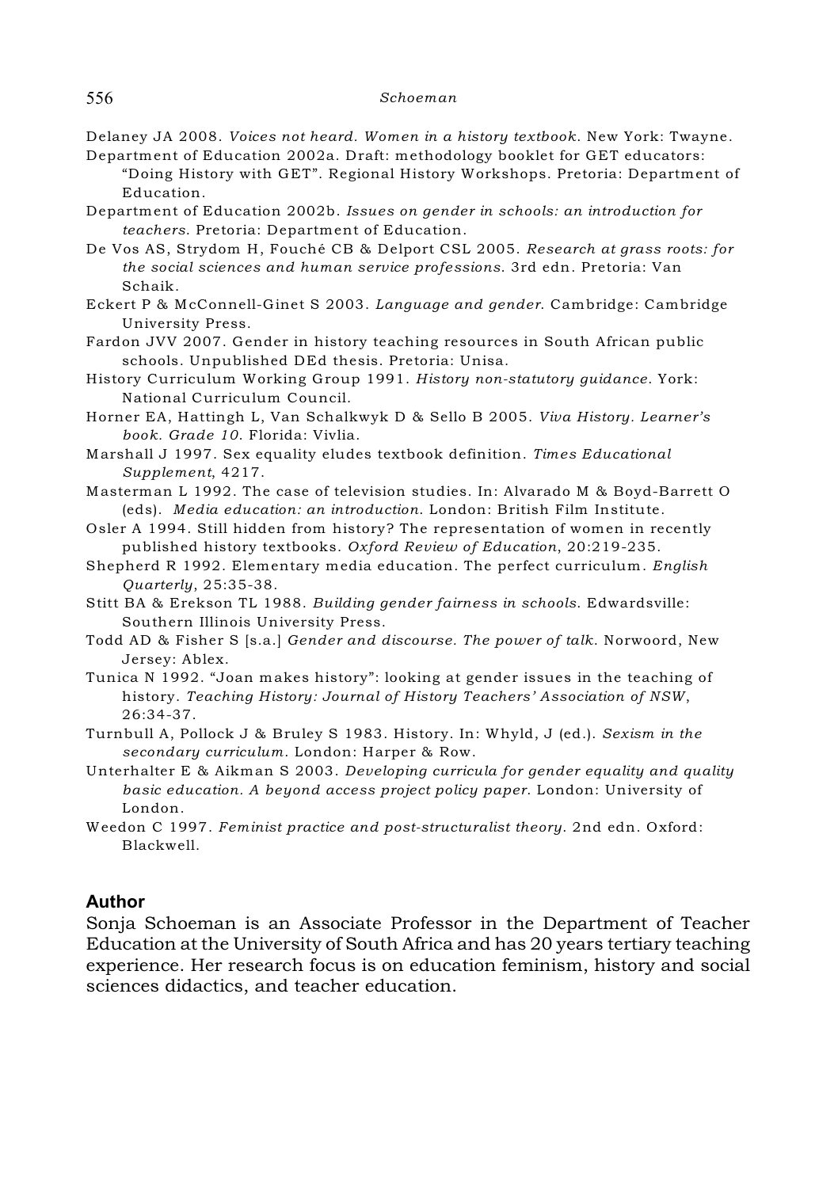Delaney JA 2008. *Voices not heard. Women in a history textbook*. New York: Twayne.

Department of Education 2002a. Draft: methodology booklet for GET educators: "Doing History with GET". Regional History Workshops. Pretoria: Department of Education.

Department of Education 2002b. *Issues on gender in schools: an introduction for teachers*. Pretoria: Department of Education.

De Vos AS, Strydom H, Fouché CB & Delport CSL 2005. *Research at grass roots: for the social sciences and human service professions*. 3rd edn. Pretoria: Van Schaik.

Eckert P & McConnell-Ginet S 2003. *Language and gender*. Cambridge: Cambridge University Press.

Fardon JVV 2007. Gender in history teaching resources in South African public schools. Unpublished DEd thesis. Pretoria: Unisa.

History Curriculum Working Group 1991. *History non-statutory guidance*. York: National Curriculum Council.

Horner EA, Hattingh L, Van Schalkwyk D & Sello B 2005. *Viva History. Learner's book. Grade 10*. Florida: Vivlia.

Marshall J 1997. Sex equality eludes textbook definition. *Times Educational Supplement*, 4217.

Masterman L 1992. The case of television studies. In: Alvarado M & Boyd-Barrett O (eds). *Media education: an introduction*. London: British Film Institute.

Osler A 1994. Still hidden from history? The representation of women in recently published history textbooks. *Oxford Review of Education*, 20:219-235.

Shepherd R 1992. Elementary media education. The perfect curriculum. *English Quarterly*, 25:35-38.

Stitt BA & Erekson TL 1988. *Building gender fairness in schools*. Edwardsville: Southern Illinois University Press.

Todd AD & Fisher S [s.a.] *Gender and discourse. The power of talk*. Norwoord, New Jersey: Ablex.

Tunica N 1992. "Joan makes history": looking at gender issues in the teaching of history. *Teaching History: Journal of History Teachers' Association of NSW*, 26:34-37.

Turnbull A, Pollock J & Bruley S 1983. History. In: Whyld, J (ed.). *Sexism in the secondary curriculum*. London: Harper & Row.

Unterhalter E & Aikman S 2003. *Developing curricula for gender equality and quality basic education. A beyond access project policy paper*. London: University of London.

Weedon C 1997. *Feminist practice and post-structuralist theory*. 2nd edn. Oxford: Blackwell.

## Author

Sonja Schoeman is an Associate Professor in the Department of Teacher Education at the University of South Africa and has 20 years tertiary teaching experience. Her research focus is on education feminism, history and social sciences didactics, and teacher education.